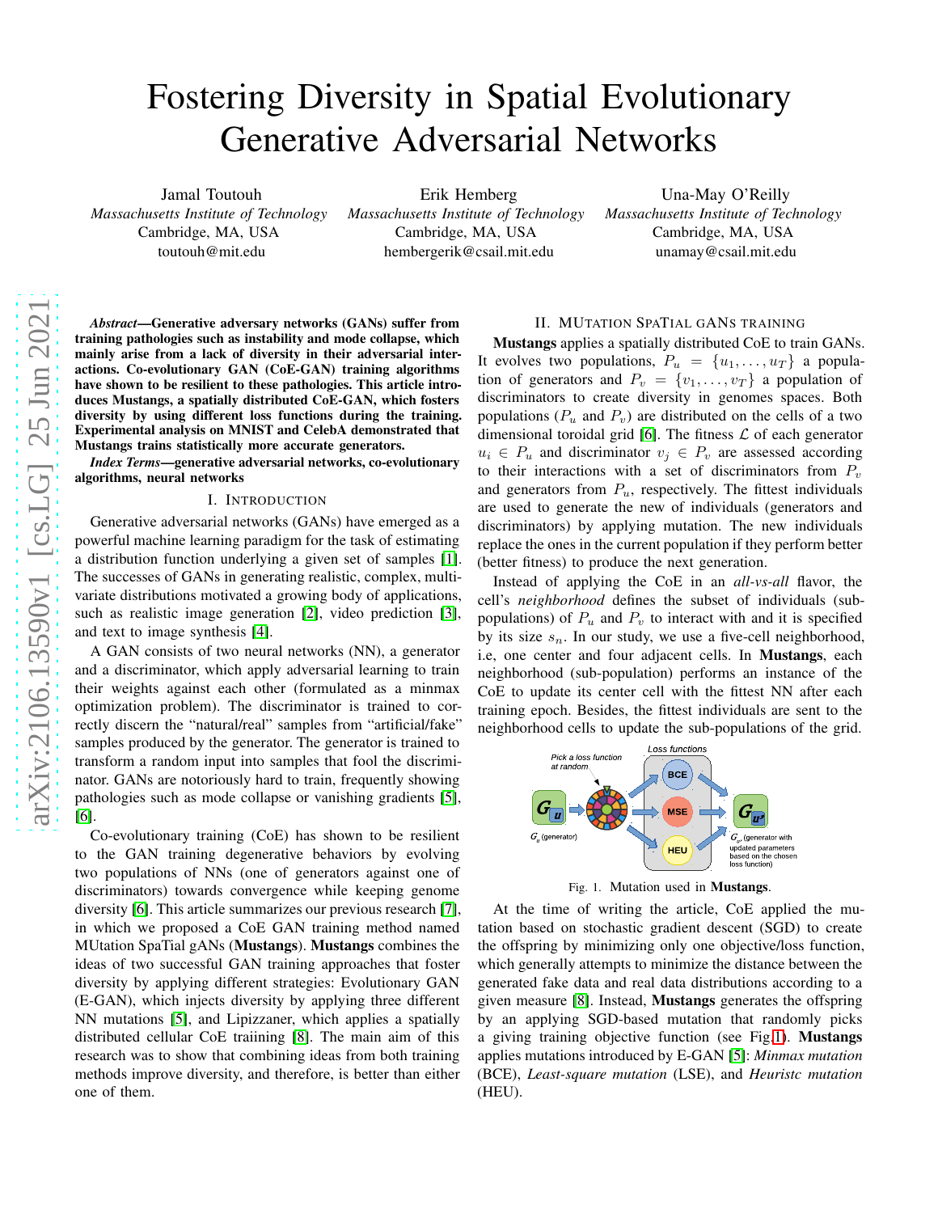# Fostering Diversity in Spatial Evolutionary Generative Adversarial Networks

Jamal Toutouh
*Massachusetts Institute of Technology*
Cambridge, MA, USA
toutouh@mit.edu

Erik Hemberg
*Massachusetts Institute of Technology*
Cambridge, MA, USA
hembergerik@csail.mit.edu

Una-May O'Reilly
*Massachusetts Institute of Technology*
Cambridge, MA, USA
unamay@csail.mit.edu

***Abstract*—Generative adversary networks (GANs) suffer from training pathologies such as instability and mode collapse, which mainly arise from a lack of diversity in their adversarial interactions. Co-evolutionary GAN (CoE-GAN) training algorithms have shown to be resilient to these pathologies. This article introduces Mustangs, a spatially distributed CoE-GAN, which fosters diversity by using different loss functions during the training. Experimental analysis on MNIST and CelebA demonstrated that Mustangs trains statistically more accurate generators.**

***Index Terms*—generative adversarial networks, co-evolutionary algorithms, neural networks**

## I. Introduction

Generative adversarial networks (GANs) have emerged as a powerful machine learning paradigm for the task of estimating a distribution function underlying a given set of samples [1]. The successes of GANs in generating realistic, complex, multivariate distributions motivated a growing body of applications, such as realistic image generation [2], video prediction [3], and text to image synthesis [4].

A GAN consists of two neural networks (NN), a generator and a discriminator, which apply adversarial learning to train their weights against each other (formulated as a minmax optimization problem). The discriminator is trained to correctly discern the "natural/real" samples from "artificial/fake" samples produced by the generator. The generator is trained to transform a random input into samples that fool the discriminator. GANs are notoriously hard to train, frequently showing pathologies such as mode collapse or vanishing gradients [5], [6].

Co-evolutionary training (CoE) has shown to be resilient to the GAN training degenerative behaviors by evolving two populations of NNs (one of generators against one of discriminators) towards convergence while keeping genome diversity [6]. This article summarizes our previous research [7], in which we proposed a CoE GAN training method named MUtation SpaTial gANs (**Mustangs**). **Mustangs** combines the ideas of two successful GAN training approaches that foster diversity by applying different strategies: Evolutionary GAN (E-GAN), which injects diversity by applying three different NN mutations [5], and Lipizzaner, which applies a spatially distributed cellular CoE traiining [8]. The main aim of this research was to show that combining ideas from both training methods improve diversity, and therefore, is better than either one of them.

## II. Mutation SpaTial GANs training

**Mustangs** applies a spatially distributed CoE to train GANs. It evolves two populations, $P_u = \{u_1, \ldots, u_T\}$ a population of generators and $P_v = \{v_1, \ldots, v_T\}$ a population of discriminators to create diversity in genomes spaces. Both populations ($P_u$ and $P_v$) are distributed on the cells of a two dimensional toroidal grid [6]. The fitness $\mathcal{L}$ of each generator $u_i \in P_u$ and discriminator $v_j \in P_v$ are assessed according to their interactions with a set of discriminators from $P_v$ and generators from $P_u$, respectively. The fittest individuals are used to generate the new of individuals (generators and discriminators) by applying mutation. The new individuals replace the ones in the current population if they perform better (better fitness) to produce the next generation.

Instead of applying the CoE in an *all-vs-all* flavor, the cell's *neighborhood* defines the subset of individuals (sub-populations) of $P_u$ and $P_v$ to interact with and it is specified by its size $s_n$. In our study, we use a five-cell neighborhood, i.e, one center and four adjacent cells. In **Mustangs**, each neighborhood (sub-population) performs an instance of the CoE to update its center cell with the fittest NN after each training epoch. Besides, the fittest individuals are sent to the neighborhood cells to update the sub-populations of the grid.

Fig. 1. Mutation used in **Mustangs**.

At the time of writing the article, CoE applied the mutation based on stochastic gradient descent (SGD) to create the offspring by minimizing only one objective/loss function, which generally attempts to minimize the distance between the generated fake data and real data distributions according to a given measure [8]. Instead, **Mustangs** generates the offspring by an applying SGD-based mutation that randomly picks a giving training objective function (see Fig. 1). **Mustangs** applies mutations introduced by E-GAN [5]: *Minmax mutation* (BCE), *Least-square mutation* (LSE), and *Heuristc mutation* (HEU).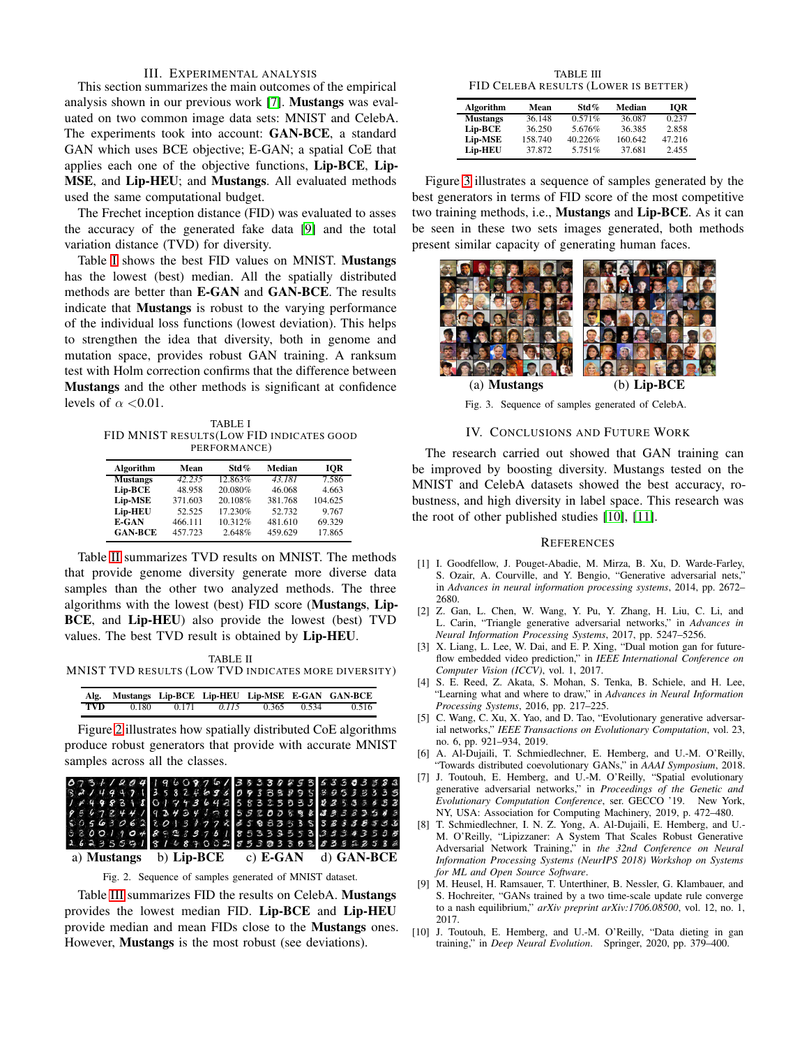## III. Experimental Analysis

This section summarizes the main outcomes of the empirical analysis shown in our previous work [7]. **Mustangs** was evaluated on two common image data sets: MNIST and CelebA. The experiments took into account: **GAN-BCE**, a standard GAN which uses BCE objective; E-GAN; a spatial CoE that applies each one of the objective functions, **Lip-BCE**, **Lip-MSE**, and **Lip-HEU**; and **Mustangs**. All evaluated methods used the same computational budget.

The Frechet inception distance (FID) was evaluated to asses the accuracy of the generated fake data [9] and the total variation distance (TVD) for diversity.

Table I shows the best FID values on MNIST. **Mustangs** has the lowest (best) median. All the spatially distributed methods are better than **E-GAN** and **GAN-BCE**. The results indicate that **Mustangs** is robust to the varying performance of the individual loss functions (lowest deviation). This helps to strengthen the idea that diversity, both in genome and mutation space, provides robust GAN training. A ranksum test with Holm correction confirms that the difference between **Mustangs** and the other methods is significant at confidence levels of $\alpha < 0.01$.

TABLE I
FID MNIST results(Low FID indicates good performance)

| Algorithm | Mean | Std% | Median | IQR |
|---|---|---|---|---|
| **Mustangs** | *42.235* | 12.863% | *43.181* | 7.586 |
| **Lip-BCE** | 48.958 | 20.080% | 46.068 | 4.663 |
| **Lip-MSE** | 371.603 | 20.108% | 381.768 | 104.625 |
| **Lip-HEU** | 52.525 | 17.230% | 52.732 | 9.767 |
| **E-GAN** | 466.111 | 10.312% | 481.610 | 69.329 |
| **GAN-BCE** | 457.723 | 2.648% | 459.629 | 17.865 |

Table II summarizes TVD results on MNIST. The methods that provide genome diversity generate more diverse data samples than the other two analyzed methods. The three algorithms with the lowest (best) FID score (**Mustangs**, **Lip-BCE**, and **Lip-HEU**) also provide the lowest (best) TVD values. The best TVD result is obtained by **Lip-HEU**.

TABLE II
MNIST TVD results (Low TVD indicates more diversity)

| Alg. | Mustangs | Lip-BCE | Lip-HEU | Lip-MSE | E-GAN | GAN-BCE |
|---|---|---|---|---|---|---|
| **TVD** | 0.180 | 0.171 | *0.115* | 0.365 | 0.534 | 0.516 |

Figure 2 illustrates how spatially distributed CoE algorithms produce robust generators that provide with accurate MNIST samples across all the classes.

a) **Mustangs** b) **Lip-BCE** c) **E-GAN** d) **GAN-BCE**

Fig. 2. Sequence of samples generated of MNIST dataset.

Table III summarizes FID the results on CelebA. **Mustangs** provides the lowest median FID. **Lip-BCE** and **Lip-HEU** provide median and mean FIDs close to the **Mustangs** ones. However, **Mustangs** is the most robust (see deviations).

TABLE III
FID CelebA results (Lower is better)

| Algorithm | Mean | Std% | Median | IQR |
|---|---|---|---|---|
| **Mustangs** | 36.148 | 0.571% | 36.087 | 0.237 |
| **Lip-BCE** | 36.250 | 5.676% | 36.385 | 2.858 |
| **Lip-MSE** | 158.740 | 40.226% | 160.642 | 47.216 |
| **Lip-HEU** | 37.872 | 5.751% | 37.681 | 2.455 |

Figure 3 illustrates a sequence of samples generated by the best generators in terms of FID score of the most competitive two training methods, i.e., **Mustangs** and **Lip-BCE**. As it can be seen in these two sets images generated, both methods present similar capacity of generating human faces.

(a) **Mustangs** (b) **Lip-BCE**

Fig. 3. Sequence of samples generated of CelebA.

## IV. Conclusions and Future Work

The research carried out showed that GAN training can be improved by boosting diversity. Mustangs tested on the MNIST and CelebA datasets showed the best accuracy, robustness, and high diversity in label space. This research was the root of other published studies [10], [11].

## References

[1] I. Goodfellow, J. Pouget-Abadie, M. Mirza, B. Xu, D. Warde-Farley, S. Ozair, A. Courville, and Y. Bengio, "Generative adversarial nets," in *Advances in neural information processing systems*, 2014, pp. 2672–2680.

[2] Z. Gan, L. Chen, W. Wang, Y. Pu, Y. Zhang, H. Liu, C. Li, and L. Carin, "Triangle generative adversarial networks," in *Advances in Neural Information Processing Systems*, 2017, pp. 5247–5256.

[3] X. Liang, L. Lee, W. Dai, and E. P. Xing, "Dual motion gan for future-flow embedded video prediction," in *IEEE International Conference on Computer Vision (ICCV)*, vol. 1, 2017.

[4] S. E. Reed, Z. Akata, S. Mohan, S. Tenka, B. Schiele, and H. Lee, "Learning what and where to draw," in *Advances in Neural Information Processing Systems*, 2016, pp. 217–225.

[5] C. Wang, C. Xu, X. Yao, and D. Tao, "Evolutionary generative adversarial networks," *IEEE Transactions on Evolutionary Computation*, vol. 23, no. 6, pp. 921–934, 2019.

[6] A. Al-Dujaili, T. Schmiedlechner, E. Hemberg, and U.-M. O'Reilly, "Towards distributed coevolutionary GANs," in *AAAI Symposium*, 2018.

[7] J. Toutouh, E. Hemberg, and U.-M. O'Reilly, "Spatial evolutionary generative adversarial networks," in *Proceedings of the Genetic and Evolutionary Computation Conference*, ser. GECCO '19. New York, NY, USA: Association for Computing Machinery, 2019, p. 472–480.

[8] T. Schmiedlechner, I. N. Z. Yong, A. Al-Dujaili, E. Hemberg, and U.-M. O'Reilly, "Lipizzaner: A System That Scales Robust Generative Adversarial Network Training," in *the 32nd Conference on Neural Information Processing Systems (NeurIPS 2018) Workshop on Systems for ML and Open Source Software*.

[9] M. Heusel, H. Ramsauer, T. Unterthiner, B. Nessler, G. Klambauer, and S. Hochreiter, "GANs trained by a two time-scale update rule converge to a nash equilibrium," *arXiv preprint arXiv:1706.08500*, vol. 12, no. 1, 2017.

[10] J. Toutouh, E. Hemberg, and U.-M. O'Reilly, "Data dieting in gan training," in *Deep Neural Evolution*. Springer, 2020, pp. 379–400.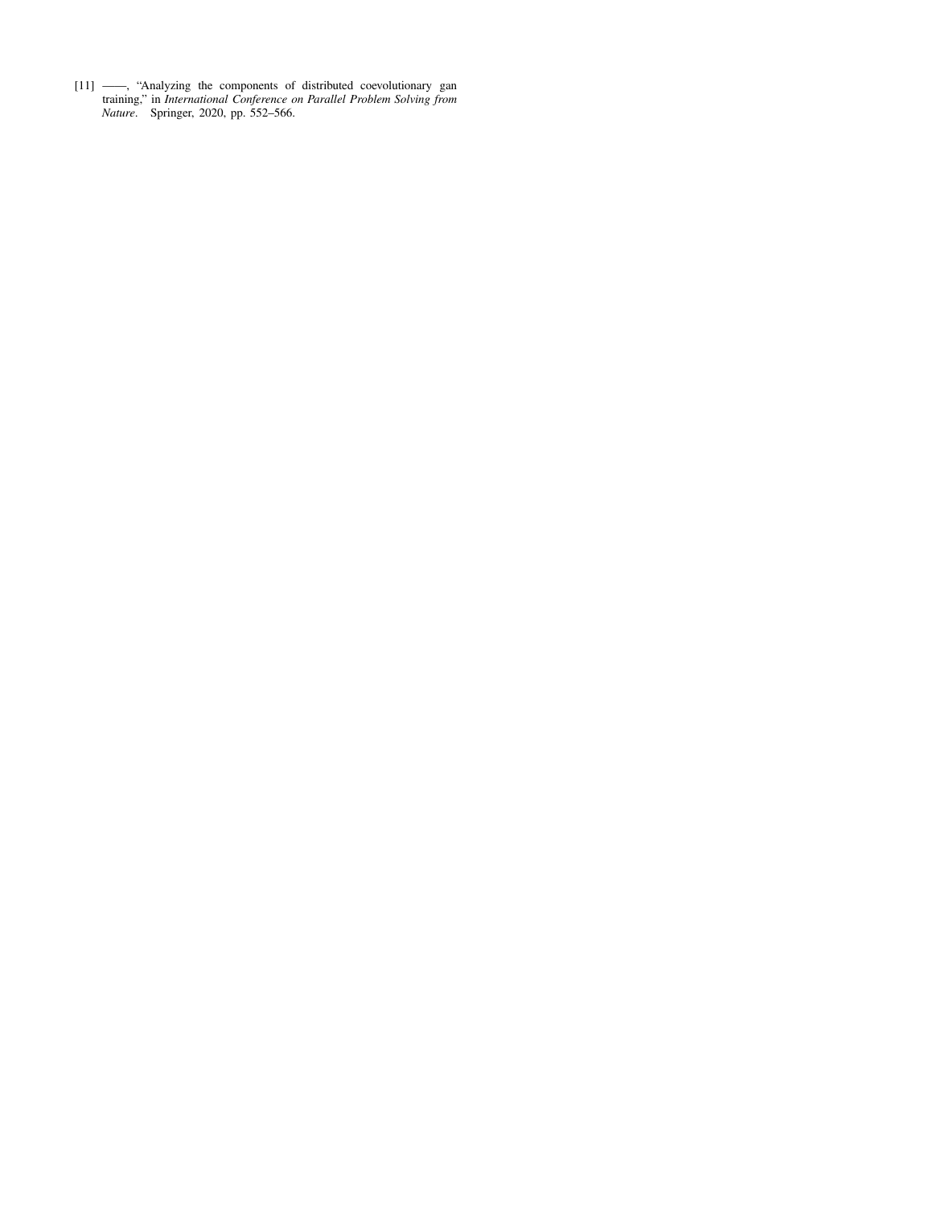[11] ——, "Analyzing the components of distributed coevolutionary gan training," in *International Conference on Parallel Problem Solving from Nature*. Springer, 2020, pp. 552–566.